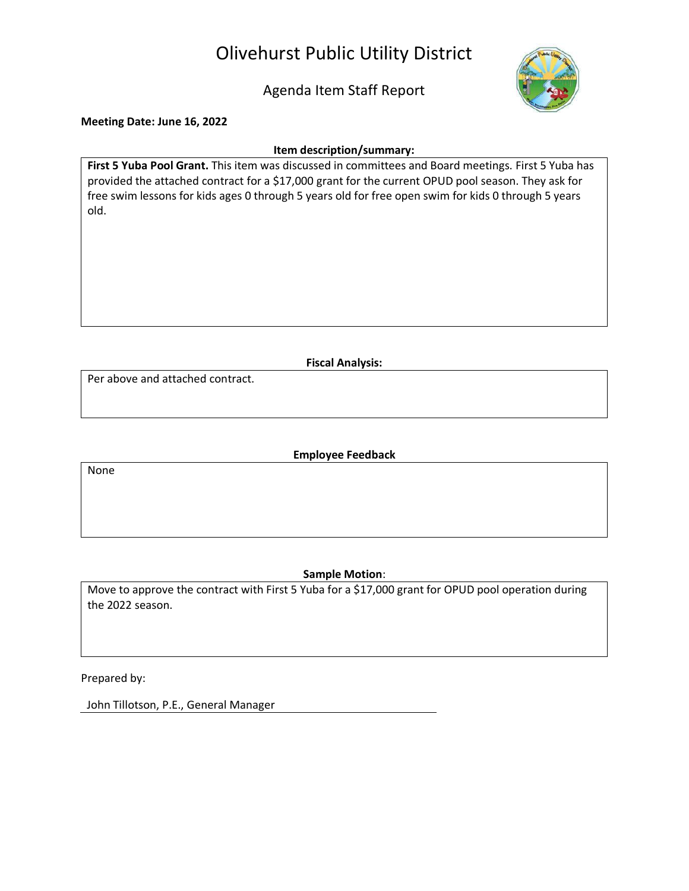# Olivehurst Public Utility District

## Agenda Item Staff Report

**Meeting Date: June 16, 2022**

**Item description/summary:**

**First 5 Yuba Pool Grant.** This item was discussed in committees and Board meetings. First 5 Yuba has provided the attached contract for a $17,000 grant for the current OPUD pool season. They ask for free swim lessons for kids ages 0 through 5 years old for free open swim for kids 0 through 5 years old.

**Fiscal Analysis:**

Per above and attached contract.

**Employee Feedback**

None

**Sample Motion**:

Move to approve the contract with First 5 Yuba for a $17,000 grant for OPUD pool operation during the 2022 season.

Prepared by:

John Tillotson, P.E., General Manager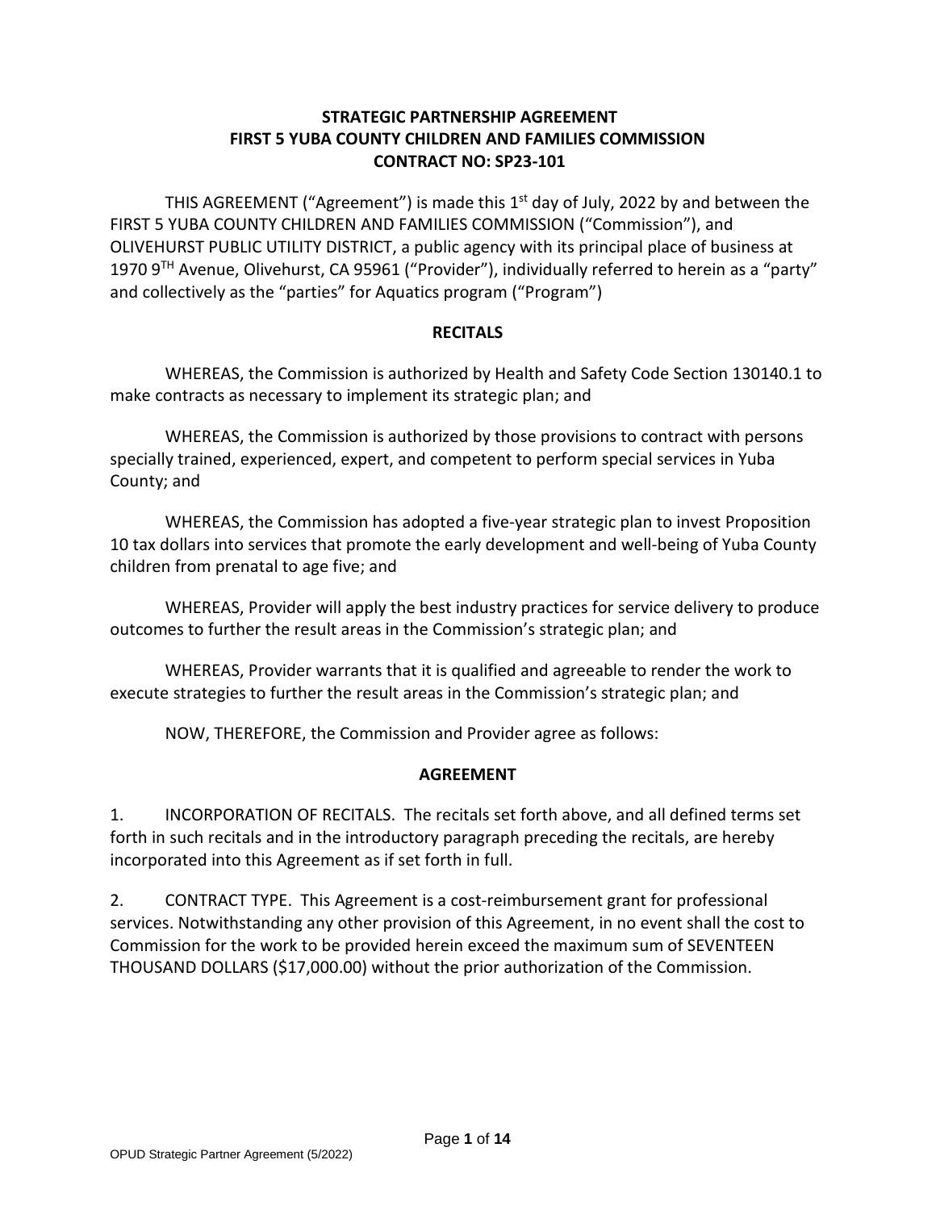**STRATEGIC PARTNERSHIP AGREEMENT**
**FIRST 5 YUBA COUNTY CHILDREN AND FAMILIES COMMISSION**
**CONTRACT NO: SP23-101**

THIS AGREEMENT ("Agreement") is made this 1st day of July, 2022 by and between the FIRST 5 YUBA COUNTY CHILDREN AND FAMILIES COMMISSION ("Commission"), and OLIVEHURST PUBLIC UTILITY DISTRICT, a public agency with its principal place of business at 1970 9TH Avenue, Olivehurst, CA 95961 ("Provider"), individually referred to herein as a "party" and collectively as the "parties" for Aquatics program ("Program")

**RECITALS**

WHEREAS, the Commission is authorized by Health and Safety Code Section 130140.1 to make contracts as necessary to implement its strategic plan; and

WHEREAS, the Commission is authorized by those provisions to contract with persons specially trained, experienced, expert, and competent to perform special services in Yuba County; and

WHEREAS, the Commission has adopted a five-year strategic plan to invest Proposition 10 tax dollars into services that promote the early development and well-being of Yuba County children from prenatal to age five; and

WHEREAS, Provider will apply the best industry practices for service delivery to produce outcomes to further the result areas in the Commission's strategic plan; and

WHEREAS, Provider warrants that it is qualified and agreeable to render the work to execute strategies to further the result areas in the Commission's strategic plan; and

NOW, THEREFORE, the Commission and Provider agree as follows:

**AGREEMENT**

1. INCORPORATION OF RECITALS. The recitals set forth above, and all defined terms set forth in such recitals and in the introductory paragraph preceding the recitals, are hereby incorporated into this Agreement as if set forth in full.

2. CONTRACT TYPE. This Agreement is a cost-reimbursement grant for professional services. Notwithstanding any other provision of this Agreement, in no event shall the cost to Commission for the work to be provided herein exceed the maximum sum of SEVENTEEN THOUSAND DOLLARS ($17,000.00) without the prior authorization of the Commission.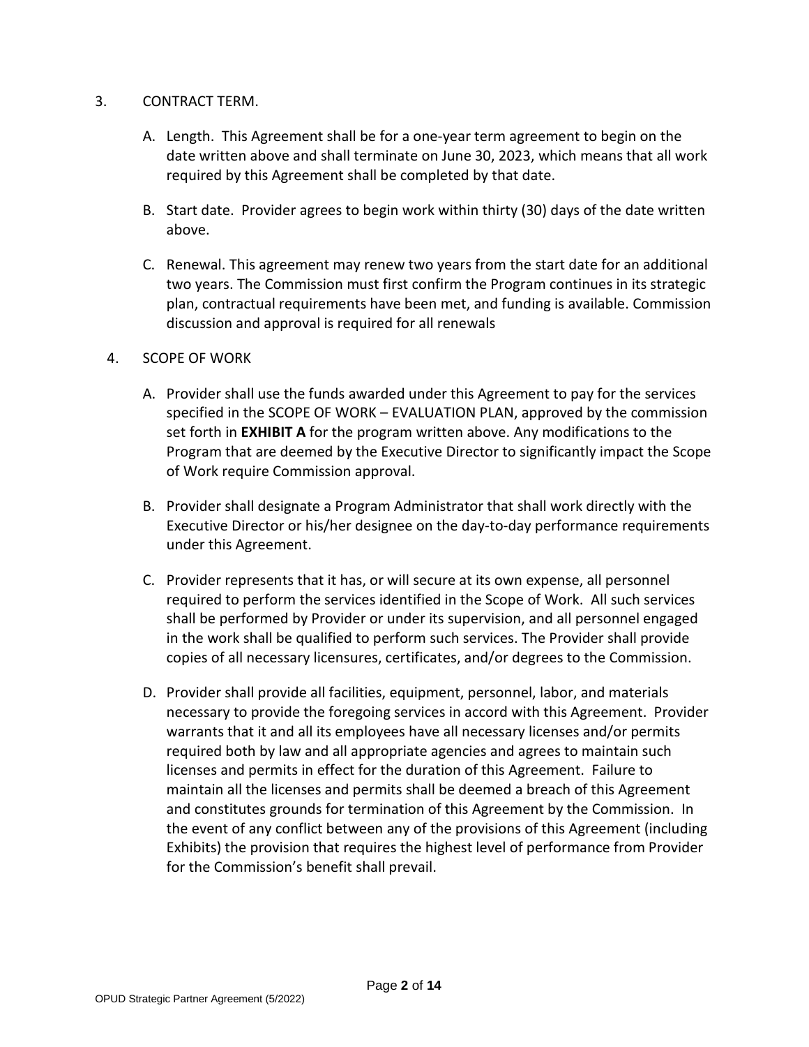3. CONTRACT TERM.

   A. Length. This Agreement shall be for a one-year term agreement to begin on the date written above and shall terminate on June 30, 2023, which means that all work required by this Agreement shall be completed by that date.

   B. Start date. Provider agrees to begin work within thirty (30) days of the date written above.

   C. Renewal. This agreement may renew two years from the start date for an additional two years. The Commission must first confirm the Program continues in its strategic plan, contractual requirements have been met, and funding is available. Commission discussion and approval is required for all renewals

4. SCOPE OF WORK

   A. Provider shall use the funds awarded under this Agreement to pay for the services specified in the SCOPE OF WORK – EVALUATION PLAN, approved by the commission set forth in **EXHIBIT A** for the program written above. Any modifications to the Program that are deemed by the Executive Director to significantly impact the Scope of Work require Commission approval.

   B. Provider shall designate a Program Administrator that shall work directly with the Executive Director or his/her designee on the day-to-day performance requirements under this Agreement.

   C. Provider represents that it has, or will secure at its own expense, all personnel required to perform the services identified in the Scope of Work. All such services shall be performed by Provider or under its supervision, and all personnel engaged in the work shall be qualified to perform such services. The Provider shall provide copies of all necessary licensures, certificates, and/or degrees to the Commission.

   D. Provider shall provide all facilities, equipment, personnel, labor, and materials necessary to provide the foregoing services in accord with this Agreement. Provider warrants that it and all its employees have all necessary licenses and/or permits required both by law and all appropriate agencies and agrees to maintain such licenses and permits in effect for the duration of this Agreement. Failure to maintain all the licenses and permits shall be deemed a breach of this Agreement and constitutes grounds for termination of this Agreement by the Commission. In the event of any conflict between any of the provisions of this Agreement (including Exhibits) the provision that requires the highest level of performance from Provider for the Commission's benefit shall prevail.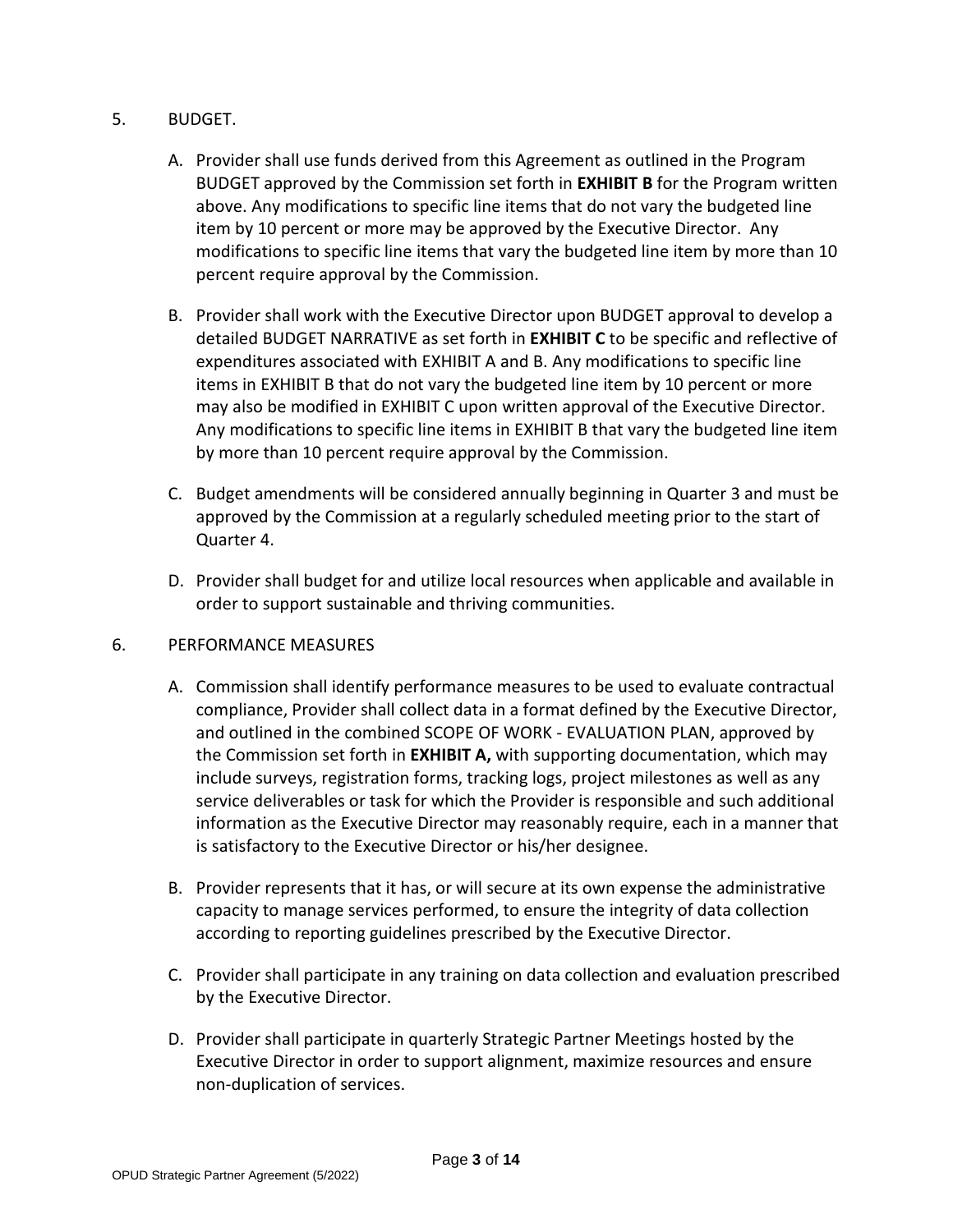5. BUDGET.

   A. Provider shall use funds derived from this Agreement as outlined in the Program BUDGET approved by the Commission set forth in **EXHIBIT B** for the Program written above. Any modifications to specific line items that do not vary the budgeted line item by 10 percent or more may be approved by the Executive Director. Any modifications to specific line items that vary the budgeted line item by more than 10 percent require approval by the Commission.

   B. Provider shall work with the Executive Director upon BUDGET approval to develop a detailed BUDGET NARRATIVE as set forth in **EXHIBIT C** to be specific and reflective of expenditures associated with EXHIBIT A and B. Any modifications to specific line items in EXHIBIT B that do not vary the budgeted line item by 10 percent or more may also be modified in EXHIBIT C upon written approval of the Executive Director. Any modifications to specific line items in EXHIBIT B that vary the budgeted line item by more than 10 percent require approval by the Commission.

   C. Budget amendments will be considered annually beginning in Quarter 3 and must be approved by the Commission at a regularly scheduled meeting prior to the start of Quarter 4.

   D. Provider shall budget for and utilize local resources when applicable and available in order to support sustainable and thriving communities.

6. PERFORMANCE MEASURES

   A. Commission shall identify performance measures to be used to evaluate contractual compliance, Provider shall collect data in a format defined by the Executive Director, and outlined in the combined SCOPE OF WORK - EVALUATION PLAN, approved by the Commission set forth in **EXHIBIT A,** with supporting documentation, which may include surveys, registration forms, tracking logs, project milestones as well as any service deliverables or task for which the Provider is responsible and such additional information as the Executive Director may reasonably require, each in a manner that is satisfactory to the Executive Director or his/her designee.

   B. Provider represents that it has, or will secure at its own expense the administrative capacity to manage services performed, to ensure the integrity of data collection according to reporting guidelines prescribed by the Executive Director.

   C. Provider shall participate in any training on data collection and evaluation prescribed by the Executive Director.

   D. Provider shall participate in quarterly Strategic Partner Meetings hosted by the Executive Director in order to support alignment, maximize resources and ensure non-duplication of services.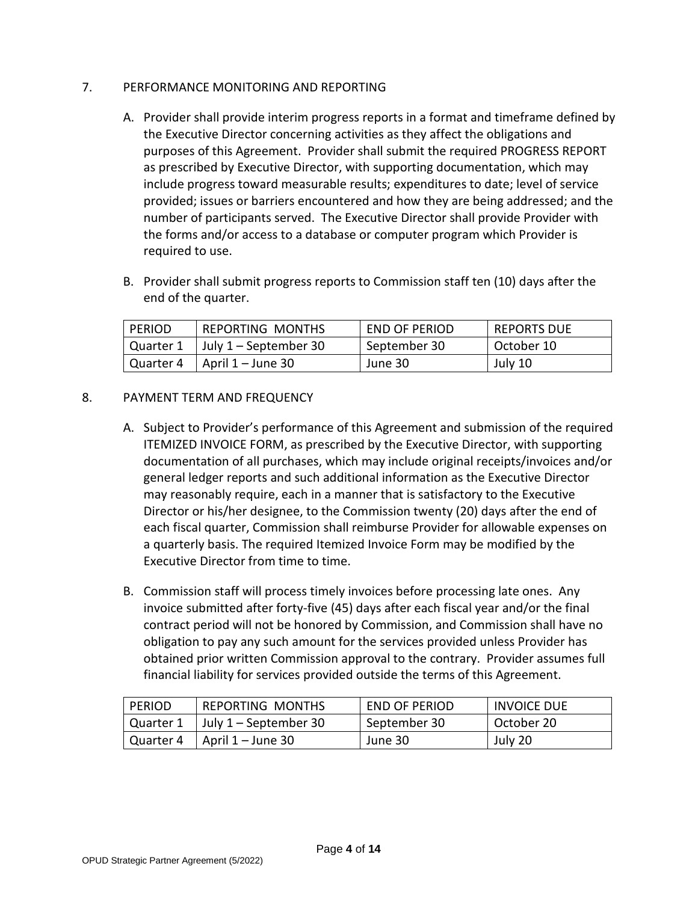7. PERFORMANCE MONITORING AND REPORTING

A. Provider shall provide interim progress reports in a format and timeframe defined by the Executive Director concerning activities as they affect the obligations and purposes of this Agreement. Provider shall submit the required PROGRESS REPORT as prescribed by Executive Director, with supporting documentation, which may include progress toward measurable results; expenditures to date; level of service provided; issues or barriers encountered and how they are being addressed; and the number of participants served. The Executive Director shall provide Provider with the forms and/or access to a database or computer program which Provider is required to use.

B. Provider shall submit progress reports to Commission staff ten (10) days after the end of the quarter.

| PERIOD | REPORTING MONTHS | END OF PERIOD | REPORTS DUE |
|---|---|---|---|
| Quarter 1 | July 1 – September 30 | September 30 | October 10 |
| Quarter 4 | April 1 – June 30 | June 30 | July 10 |

8. PAYMENT TERM AND FREQUENCY

A. Subject to Provider's performance of this Agreement and submission of the required ITEMIZED INVOICE FORM, as prescribed by the Executive Director, with supporting documentation of all purchases, which may include original receipts/invoices and/or general ledger reports and such additional information as the Executive Director may reasonably require, each in a manner that is satisfactory to the Executive Director or his/her designee, to the Commission twenty (20) days after the end of each fiscal quarter, Commission shall reimburse Provider for allowable expenses on a quarterly basis. The required Itemized Invoice Form may be modified by the Executive Director from time to time.

B. Commission staff will process timely invoices before processing late ones. Any invoice submitted after forty-five (45) days after each fiscal year and/or the final contract period will not be honored by Commission, and Commission shall have no obligation to pay any such amount for the services provided unless Provider has obtained prior written Commission approval to the contrary. Provider assumes full financial liability for services provided outside the terms of this Agreement.

| PERIOD | REPORTING MONTHS | END OF PERIOD | INVOICE DUE |
|---|---|---|---|
| Quarter 1 | July 1 – September 30 | September 30 | October 20 |
| Quarter 4 | April 1 – June 30 | June 30 | July 20 |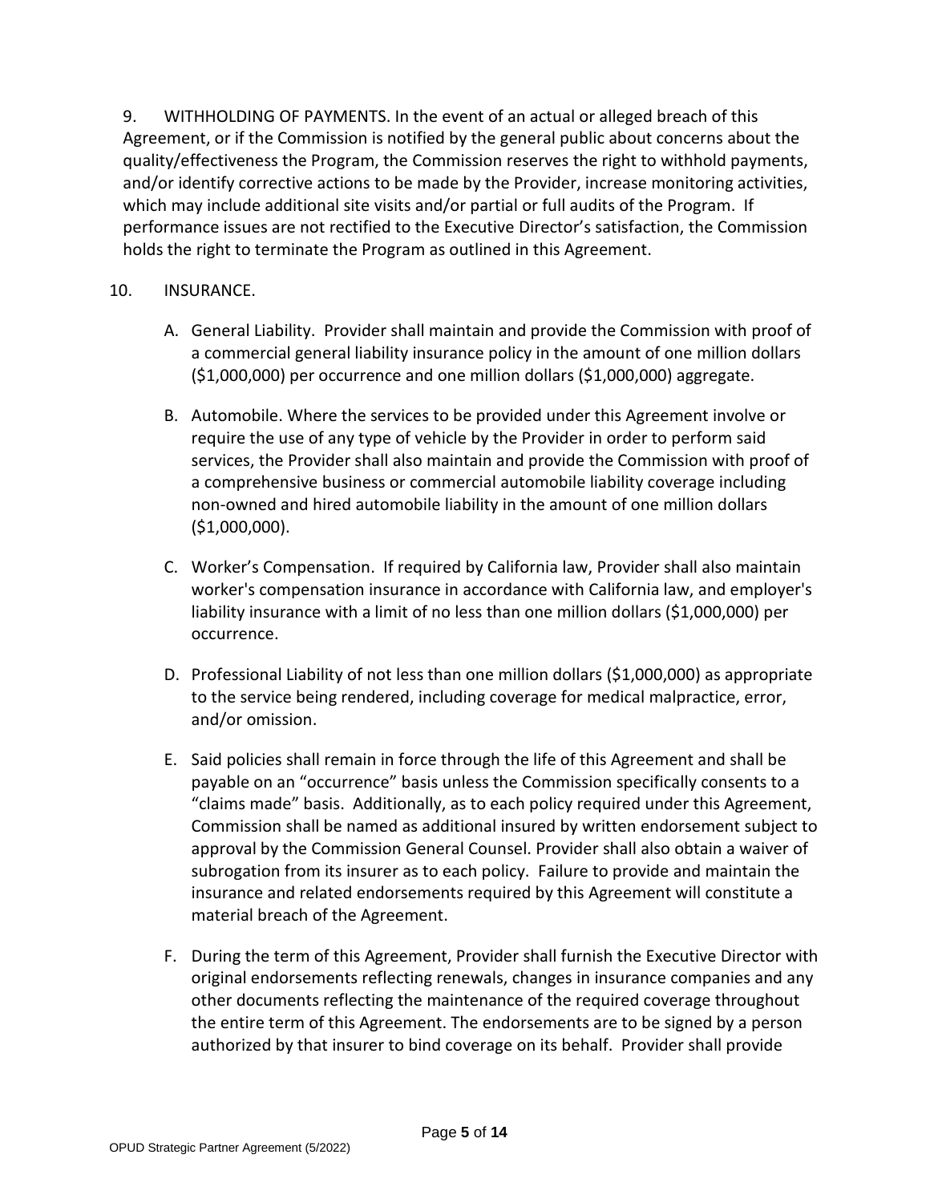9. WITHHOLDING OF PAYMENTS. In the event of an actual or alleged breach of this Agreement, or if the Commission is notified by the general public about concerns about the quality/effectiveness the Program, the Commission reserves the right to withhold payments, and/or identify corrective actions to be made by the Provider, increase monitoring activities, which may include additional site visits and/or partial or full audits of the Program. If performance issues are not rectified to the Executive Director's satisfaction, the Commission holds the right to terminate the Program as outlined in this Agreement.

10. INSURANCE.

A. General Liability. Provider shall maintain and provide the Commission with proof of a commercial general liability insurance policy in the amount of one million dollars ($1,000,000) per occurrence and one million dollars ($1,000,000) aggregate.

B. Automobile. Where the services to be provided under this Agreement involve or require the use of any type of vehicle by the Provider in order to perform said services, the Provider shall also maintain and provide the Commission with proof of a comprehensive business or commercial automobile liability coverage including non-owned and hired automobile liability in the amount of one million dollars ($1,000,000).

C. Worker's Compensation. If required by California law, Provider shall also maintain worker's compensation insurance in accordance with California law, and employer's liability insurance with a limit of no less than one million dollars ($1,000,000) per occurrence.

D. Professional Liability of not less than one million dollars ($1,000,000) as appropriate to the service being rendered, including coverage for medical malpractice, error, and/or omission.

E. Said policies shall remain in force through the life of this Agreement and shall be payable on an "occurrence" basis unless the Commission specifically consents to a "claims made" basis. Additionally, as to each policy required under this Agreement, Commission shall be named as additional insured by written endorsement subject to approval by the Commission General Counsel. Provider shall also obtain a waiver of subrogation from its insurer as to each policy. Failure to provide and maintain the insurance and related endorsements required by this Agreement will constitute a material breach of the Agreement.

F. During the term of this Agreement, Provider shall furnish the Executive Director with original endorsements reflecting renewals, changes in insurance companies and any other documents reflecting the maintenance of the required coverage throughout the entire term of this Agreement. The endorsements are to be signed by a person authorized by that insurer to bind coverage on its behalf. Provider shall provide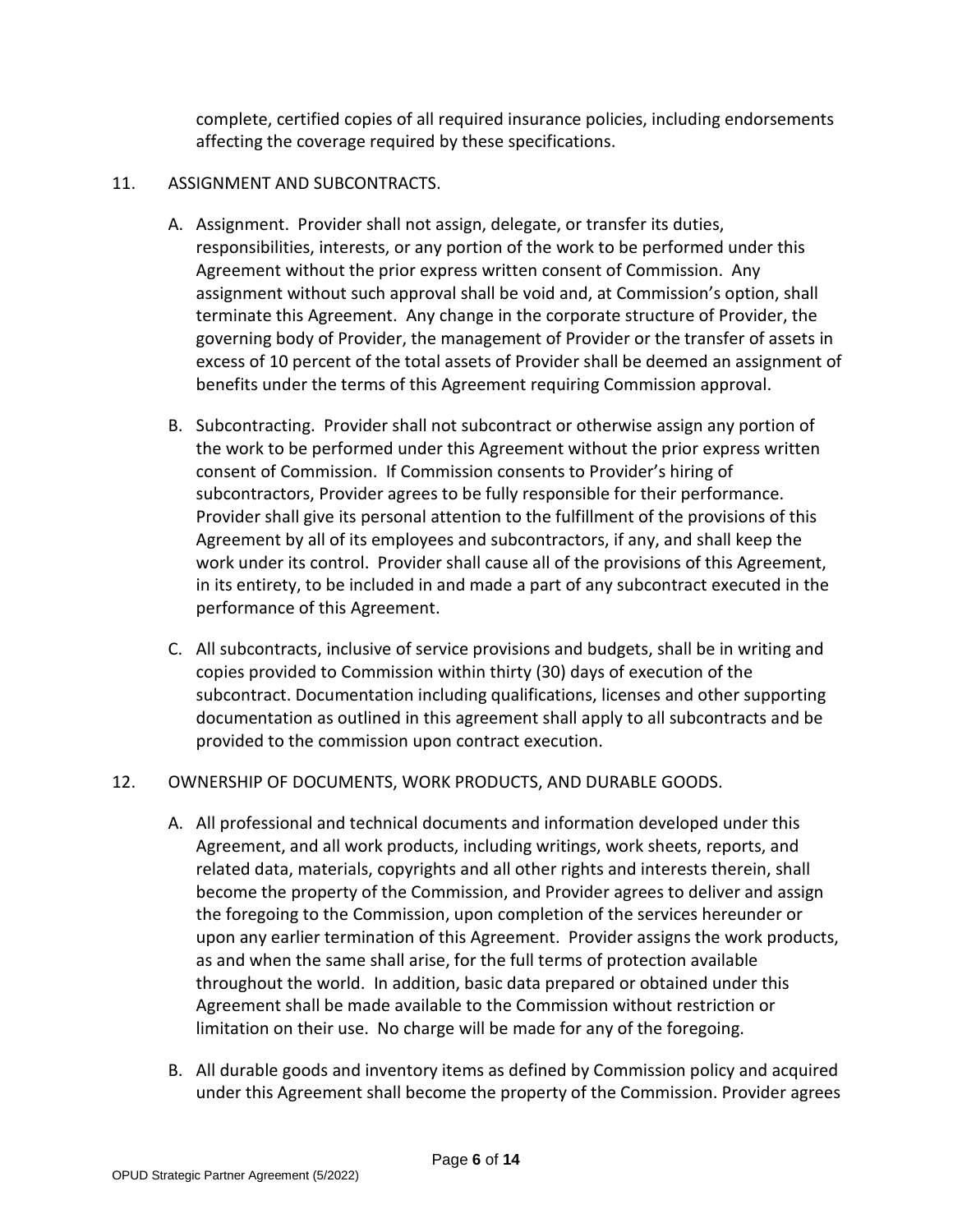complete, certified copies of all required insurance policies, including endorsements affecting the coverage required by these specifications.

11. ASSIGNMENT AND SUBCONTRACTS.

   A. Assignment. Provider shall not assign, delegate, or transfer its duties, responsibilities, interests, or any portion of the work to be performed under this Agreement without the prior express written consent of Commission. Any assignment without such approval shall be void and, at Commission's option, shall terminate this Agreement. Any change in the corporate structure of Provider, the governing body of Provider, the management of Provider or the transfer of assets in excess of 10 percent of the total assets of Provider shall be deemed an assignment of benefits under the terms of this Agreement requiring Commission approval.

   B. Subcontracting. Provider shall not subcontract or otherwise assign any portion of the work to be performed under this Agreement without the prior express written consent of Commission. If Commission consents to Provider's hiring of subcontractors, Provider agrees to be fully responsible for their performance. Provider shall give its personal attention to the fulfillment of the provisions of this Agreement by all of its employees and subcontractors, if any, and shall keep the work under its control. Provider shall cause all of the provisions of this Agreement, in its entirety, to be included in and made a part of any subcontract executed in the performance of this Agreement.

   C. All subcontracts, inclusive of service provisions and budgets, shall be in writing and copies provided to Commission within thirty (30) days of execution of the subcontract. Documentation including qualifications, licenses and other supporting documentation as outlined in this agreement shall apply to all subcontracts and be provided to the commission upon contract execution.

12. OWNERSHIP OF DOCUMENTS, WORK PRODUCTS, AND DURABLE GOODS.

   A. All professional and technical documents and information developed under this Agreement, and all work products, including writings, work sheets, reports, and related data, materials, copyrights and all other rights and interests therein, shall become the property of the Commission, and Provider agrees to deliver and assign the foregoing to the Commission, upon completion of the services hereunder or upon any earlier termination of this Agreement. Provider assigns the work products, as and when the same shall arise, for the full terms of protection available throughout the world. In addition, basic data prepared or obtained under this Agreement shall be made available to the Commission without restriction or limitation on their use. No charge will be made for any of the foregoing.

   B. All durable goods and inventory items as defined by Commission policy and acquired under this Agreement shall become the property of the Commission. Provider agrees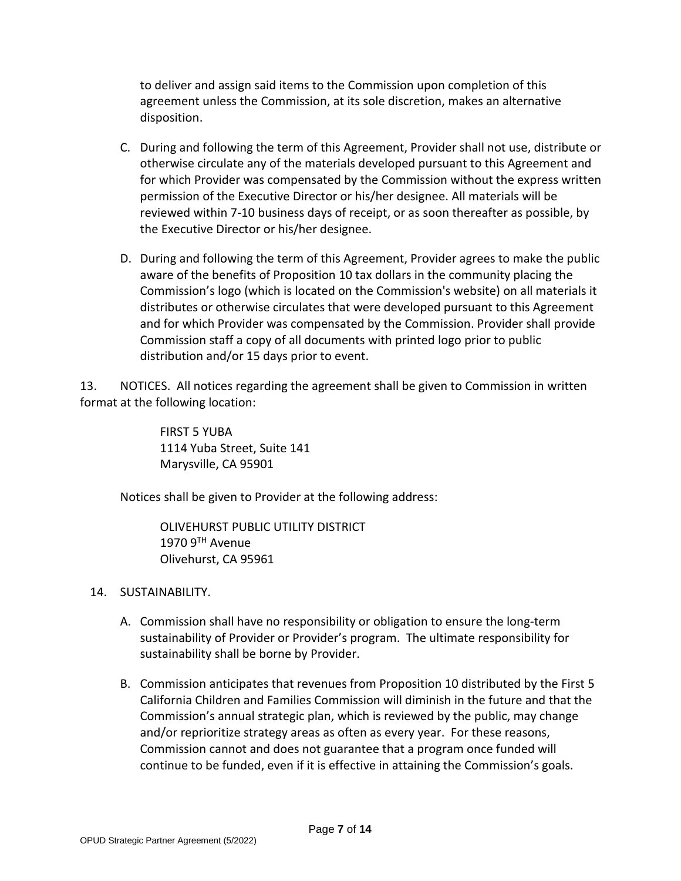to deliver and assign said items to the Commission upon completion of this agreement unless the Commission, at its sole discretion, makes an alternative disposition.

C. During and following the term of this Agreement, Provider shall not use, distribute or otherwise circulate any of the materials developed pursuant to this Agreement and for which Provider was compensated by the Commission without the express written permission of the Executive Director or his/her designee. All materials will be reviewed within 7-10 business days of receipt, or as soon thereafter as possible, by the Executive Director or his/her designee.

D. During and following the term of this Agreement, Provider agrees to make the public aware of the benefits of Proposition 10 tax dollars in the community placing the Commission's logo (which is located on the Commission's website) on all materials it distributes or otherwise circulates that were developed pursuant to this Agreement and for which Provider was compensated by the Commission. Provider shall provide Commission staff a copy of all documents with printed logo prior to public distribution and/or 15 days prior to event.

13. NOTICES. All notices regarding the agreement shall be given to Commission in written format at the following location:

FIRST 5 YUBA
1114 Yuba Street, Suite 141
Marysville, CA 95901

Notices shall be given to Provider at the following address:

OLIVEHURST PUBLIC UTILITY DISTRICT
1970 9TH Avenue
Olivehurst, CA 95961

14. SUSTAINABILITY.

A. Commission shall have no responsibility or obligation to ensure the long-term sustainability of Provider or Provider's program. The ultimate responsibility for sustainability shall be borne by Provider.

B. Commission anticipates that revenues from Proposition 10 distributed by the First 5 California Children and Families Commission will diminish in the future and that the Commission's annual strategic plan, which is reviewed by the public, may change and/or reprioritize strategy areas as often as every year. For these reasons, Commission cannot and does not guarantee that a program once funded will continue to be funded, even if it is effective in attaining the Commission's goals.

OPUD Strategic Partner Agreement (5/2022)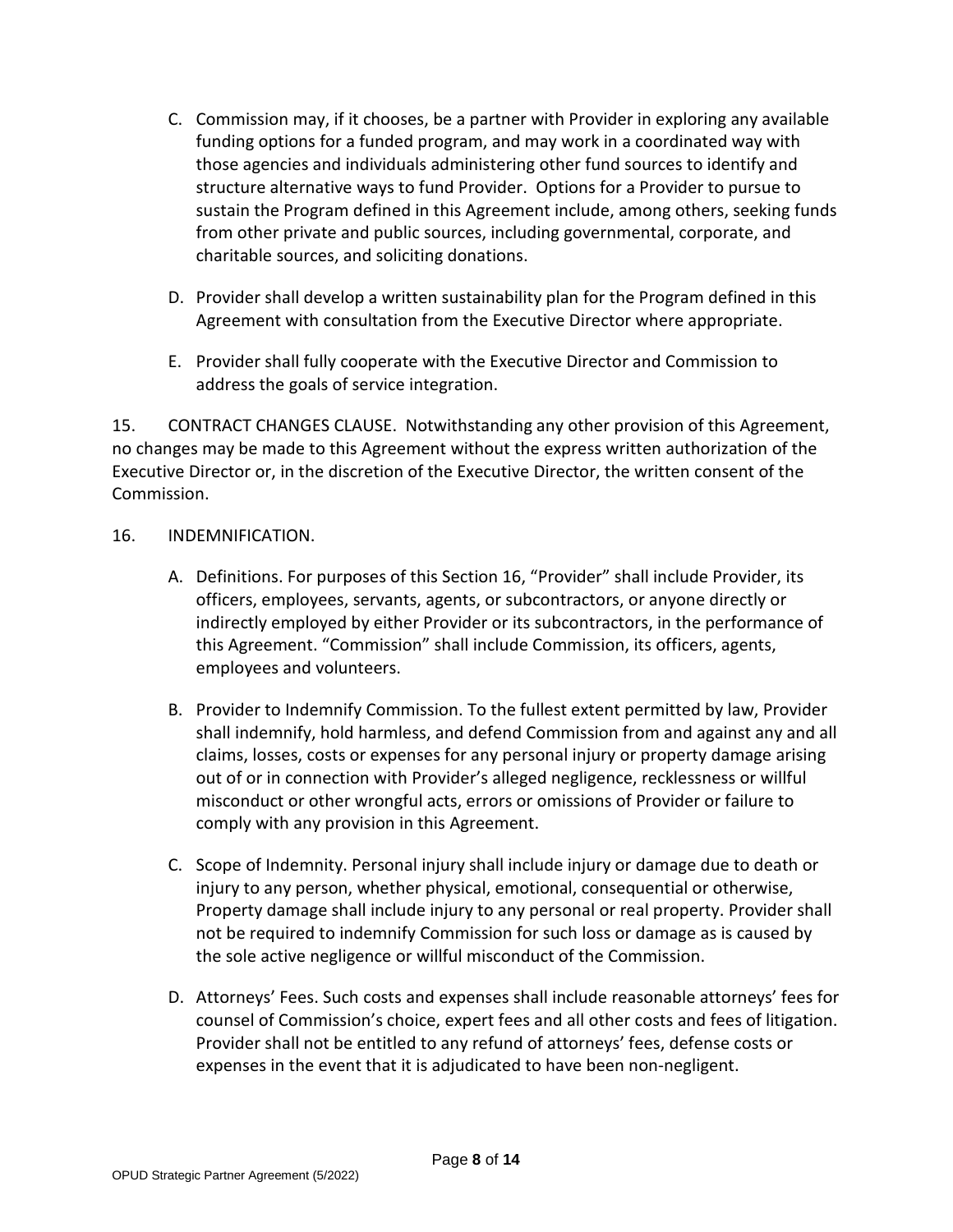C. Commission may, if it chooses, be a partner with Provider in exploring any available funding options for a funded program, and may work in a coordinated way with those agencies and individuals administering other fund sources to identify and structure alternative ways to fund Provider. Options for a Provider to pursue to sustain the Program defined in this Agreement include, among others, seeking funds from other private and public sources, including governmental, corporate, and charitable sources, and soliciting donations.

D. Provider shall develop a written sustainability plan for the Program defined in this Agreement with consultation from the Executive Director where appropriate.

E. Provider shall fully cooperate with the Executive Director and Commission to address the goals of service integration.

15. CONTRACT CHANGES CLAUSE. Notwithstanding any other provision of this Agreement, no changes may be made to this Agreement without the express written authorization of the Executive Director or, in the discretion of the Executive Director, the written consent of the Commission.

16. INDEMNIFICATION.

A. Definitions. For purposes of this Section 16, "Provider" shall include Provider, its officers, employees, servants, agents, or subcontractors, or anyone directly or indirectly employed by either Provider or its subcontractors, in the performance of this Agreement. "Commission" shall include Commission, its officers, agents, employees and volunteers.

B. Provider to Indemnify Commission. To the fullest extent permitted by law, Provider shall indemnify, hold harmless, and defend Commission from and against any and all claims, losses, costs or expenses for any personal injury or property damage arising out of or in connection with Provider's alleged negligence, recklessness or willful misconduct or other wrongful acts, errors or omissions of Provider or failure to comply with any provision in this Agreement.

C. Scope of Indemnity. Personal injury shall include injury or damage due to death or injury to any person, whether physical, emotional, consequential or otherwise, Property damage shall include injury to any personal or real property. Provider shall not be required to indemnify Commission for such loss or damage as is caused by the sole active negligence or willful misconduct of the Commission.

D. Attorneys' Fees. Such costs and expenses shall include reasonable attorneys' fees for counsel of Commission's choice, expert fees and all other costs and fees of litigation. Provider shall not be entitled to any refund of attorneys' fees, defense costs or expenses in the event that it is adjudicated to have been non-negligent.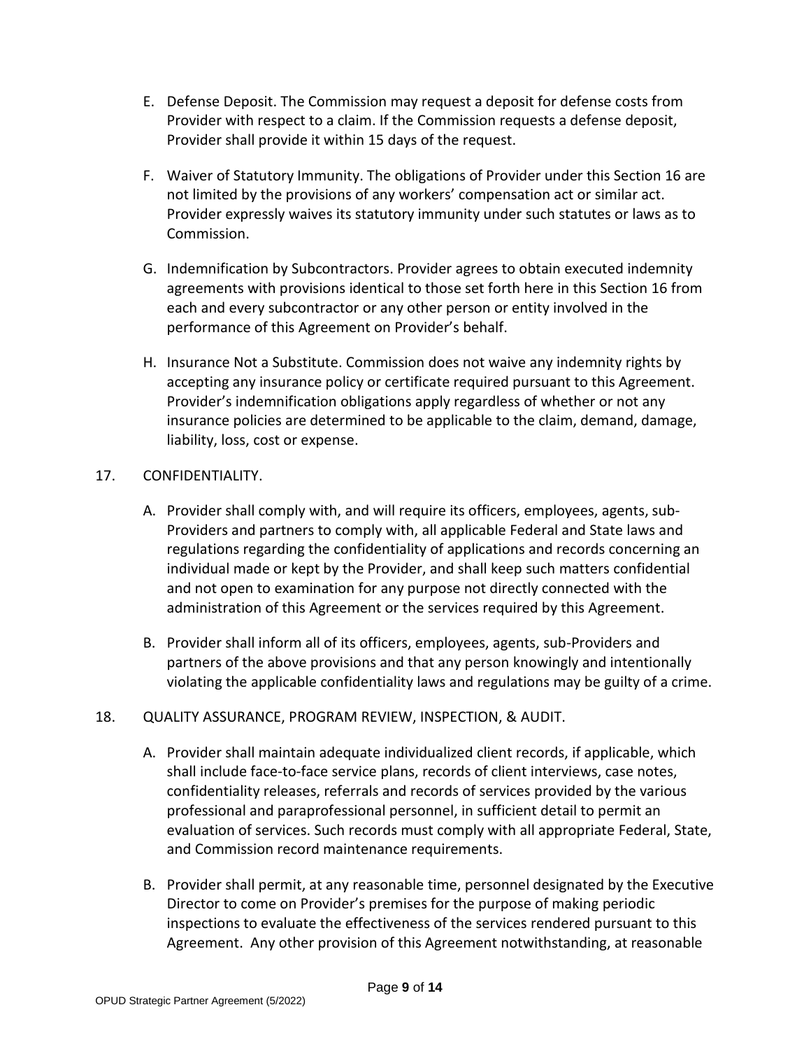E. Defense Deposit. The Commission may request a deposit for defense costs from Provider with respect to a claim. If the Commission requests a defense deposit, Provider shall provide it within 15 days of the request.

F. Waiver of Statutory Immunity. The obligations of Provider under this Section 16 are not limited by the provisions of any workers' compensation act or similar act. Provider expressly waives its statutory immunity under such statutes or laws as to Commission.

G. Indemnification by Subcontractors. Provider agrees to obtain executed indemnity agreements with provisions identical to those set forth here in this Section 16 from each and every subcontractor or any other person or entity involved in the performance of this Agreement on Provider's behalf.

H. Insurance Not a Substitute. Commission does not waive any indemnity rights by accepting any insurance policy or certificate required pursuant to this Agreement. Provider's indemnification obligations apply regardless of whether or not any insurance policies are determined to be applicable to the claim, demand, damage, liability, loss, cost or expense.

17. CONFIDENTIALITY.

A. Provider shall comply with, and will require its officers, employees, agents, sub-Providers and partners to comply with, all applicable Federal and State laws and regulations regarding the confidentiality of applications and records concerning an individual made or kept by the Provider, and shall keep such matters confidential and not open to examination for any purpose not directly connected with the administration of this Agreement or the services required by this Agreement.

B. Provider shall inform all of its officers, employees, agents, sub-Providers and partners of the above provisions and that any person knowingly and intentionally violating the applicable confidentiality laws and regulations may be guilty of a crime.

18. QUALITY ASSURANCE, PROGRAM REVIEW, INSPECTION, & AUDIT.

A. Provider shall maintain adequate individualized client records, if applicable, which shall include face-to-face service plans, records of client interviews, case notes, confidentiality releases, referrals and records of services provided by the various professional and paraprofessional personnel, in sufficient detail to permit an evaluation of services. Such records must comply with all appropriate Federal, State, and Commission record maintenance requirements.

B. Provider shall permit, at any reasonable time, personnel designated by the Executive Director to come on Provider's premises for the purpose of making periodic inspections to evaluate the effectiveness of the services rendered pursuant to this Agreement. Any other provision of this Agreement notwithstanding, at reasonable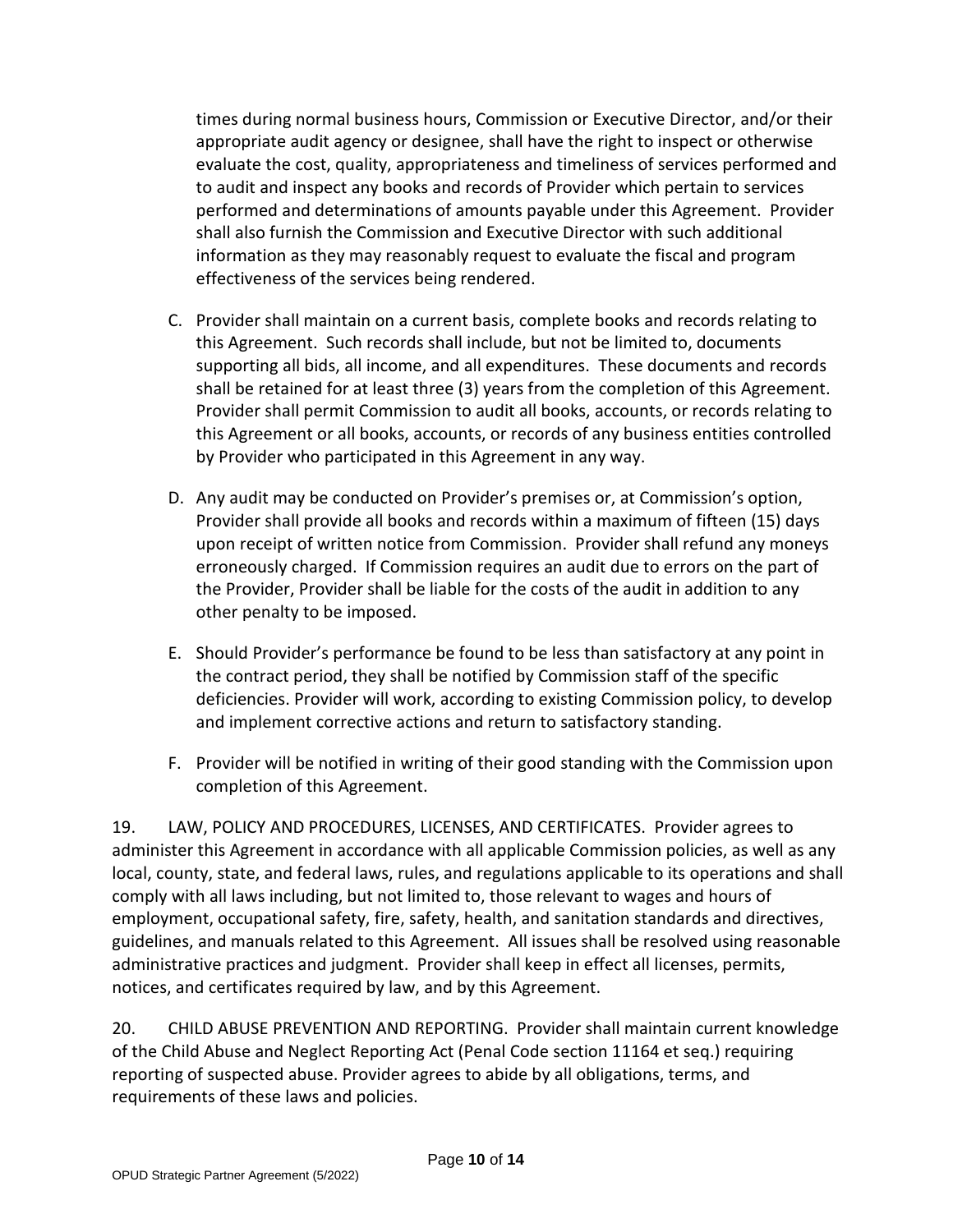times during normal business hours, Commission or Executive Director, and/or their appropriate audit agency or designee, shall have the right to inspect or otherwise evaluate the cost, quality, appropriateness and timeliness of services performed and to audit and inspect any books and records of Provider which pertain to services performed and determinations of amounts payable under this Agreement. Provider shall also furnish the Commission and Executive Director with such additional information as they may reasonably request to evaluate the fiscal and program effectiveness of the services being rendered.

C. Provider shall maintain on a current basis, complete books and records relating to this Agreement. Such records shall include, but not be limited to, documents supporting all bids, all income, and all expenditures. These documents and records shall be retained for at least three (3) years from the completion of this Agreement. Provider shall permit Commission to audit all books, accounts, or records relating to this Agreement or all books, accounts, or records of any business entities controlled by Provider who participated in this Agreement in any way.

D. Any audit may be conducted on Provider's premises or, at Commission's option, Provider shall provide all books and records within a maximum of fifteen (15) days upon receipt of written notice from Commission. Provider shall refund any moneys erroneously charged. If Commission requires an audit due to errors on the part of the Provider, Provider shall be liable for the costs of the audit in addition to any other penalty to be imposed.

E. Should Provider's performance be found to be less than satisfactory at any point in the contract period, they shall be notified by Commission staff of the specific deficiencies. Provider will work, according to existing Commission policy, to develop and implement corrective actions and return to satisfactory standing.

F. Provider will be notified in writing of their good standing with the Commission upon completion of this Agreement.

19. LAW, POLICY AND PROCEDURES, LICENSES, AND CERTIFICATES. Provider agrees to administer this Agreement in accordance with all applicable Commission policies, as well as any local, county, state, and federal laws, rules, and regulations applicable to its operations and shall comply with all laws including, but not limited to, those relevant to wages and hours of employment, occupational safety, fire, safety, health, and sanitation standards and directives, guidelines, and manuals related to this Agreement. All issues shall be resolved using reasonable administrative practices and judgment. Provider shall keep in effect all licenses, permits, notices, and certificates required by law, and by this Agreement.

20. CHILD ABUSE PREVENTION AND REPORTING. Provider shall maintain current knowledge of the Child Abuse and Neglect Reporting Act (Penal Code section 11164 et seq.) requiring reporting of suspected abuse. Provider agrees to abide by all obligations, terms, and requirements of these laws and policies.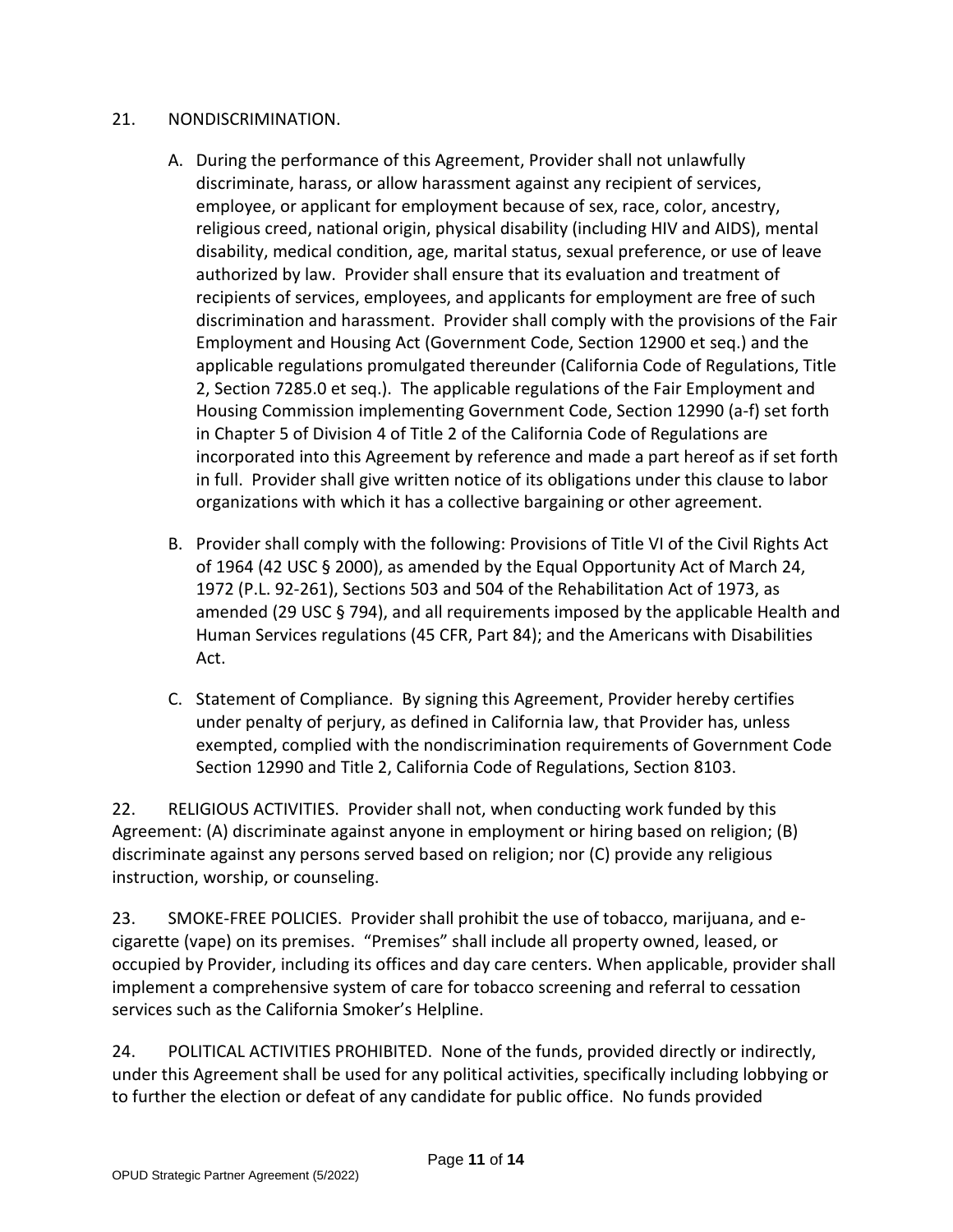21. NONDISCRIMINATION.

A. During the performance of this Agreement, Provider shall not unlawfully discriminate, harass, or allow harassment against any recipient of services, employee, or applicant for employment because of sex, race, color, ancestry, religious creed, national origin, physical disability (including HIV and AIDS), mental disability, medical condition, age, marital status, sexual preference, or use of leave authorized by law. Provider shall ensure that its evaluation and treatment of recipients of services, employees, and applicants for employment are free of such discrimination and harassment. Provider shall comply with the provisions of the Fair Employment and Housing Act (Government Code, Section 12900 et seq.) and the applicable regulations promulgated thereunder (California Code of Regulations, Title 2, Section 7285.0 et seq.). The applicable regulations of the Fair Employment and Housing Commission implementing Government Code, Section 12990 (a-f) set forth in Chapter 5 of Division 4 of Title 2 of the California Code of Regulations are incorporated into this Agreement by reference and made a part hereof as if set forth in full. Provider shall give written notice of its obligations under this clause to labor organizations with which it has a collective bargaining or other agreement.

B. Provider shall comply with the following: Provisions of Title VI of the Civil Rights Act of 1964 (42 USC § 2000), as amended by the Equal Opportunity Act of March 24, 1972 (P.L. 92-261), Sections 503 and 504 of the Rehabilitation Act of 1973, as amended (29 USC § 794), and all requirements imposed by the applicable Health and Human Services regulations (45 CFR, Part 84); and the Americans with Disabilities Act.

C. Statement of Compliance. By signing this Agreement, Provider hereby certifies under penalty of perjury, as defined in California law, that Provider has, unless exempted, complied with the nondiscrimination requirements of Government Code Section 12990 and Title 2, California Code of Regulations, Section 8103.

22. RELIGIOUS ACTIVITIES. Provider shall not, when conducting work funded by this Agreement: (A) discriminate against anyone in employment or hiring based on religion; (B) discriminate against any persons served based on religion; nor (C) provide any religious instruction, worship, or counseling.

23. SMOKE-FREE POLICIES. Provider shall prohibit the use of tobacco, marijuana, and e-cigarette (vape) on its premises. "Premises" shall include all property owned, leased, or occupied by Provider, including its offices and day care centers. When applicable, provider shall implement a comprehensive system of care for tobacco screening and referral to cessation services such as the California Smoker's Helpline.

24. POLITICAL ACTIVITIES PROHIBITED. None of the funds, provided directly or indirectly, under this Agreement shall be used for any political activities, specifically including lobbying or to further the election or defeat of any candidate for public office. No funds provided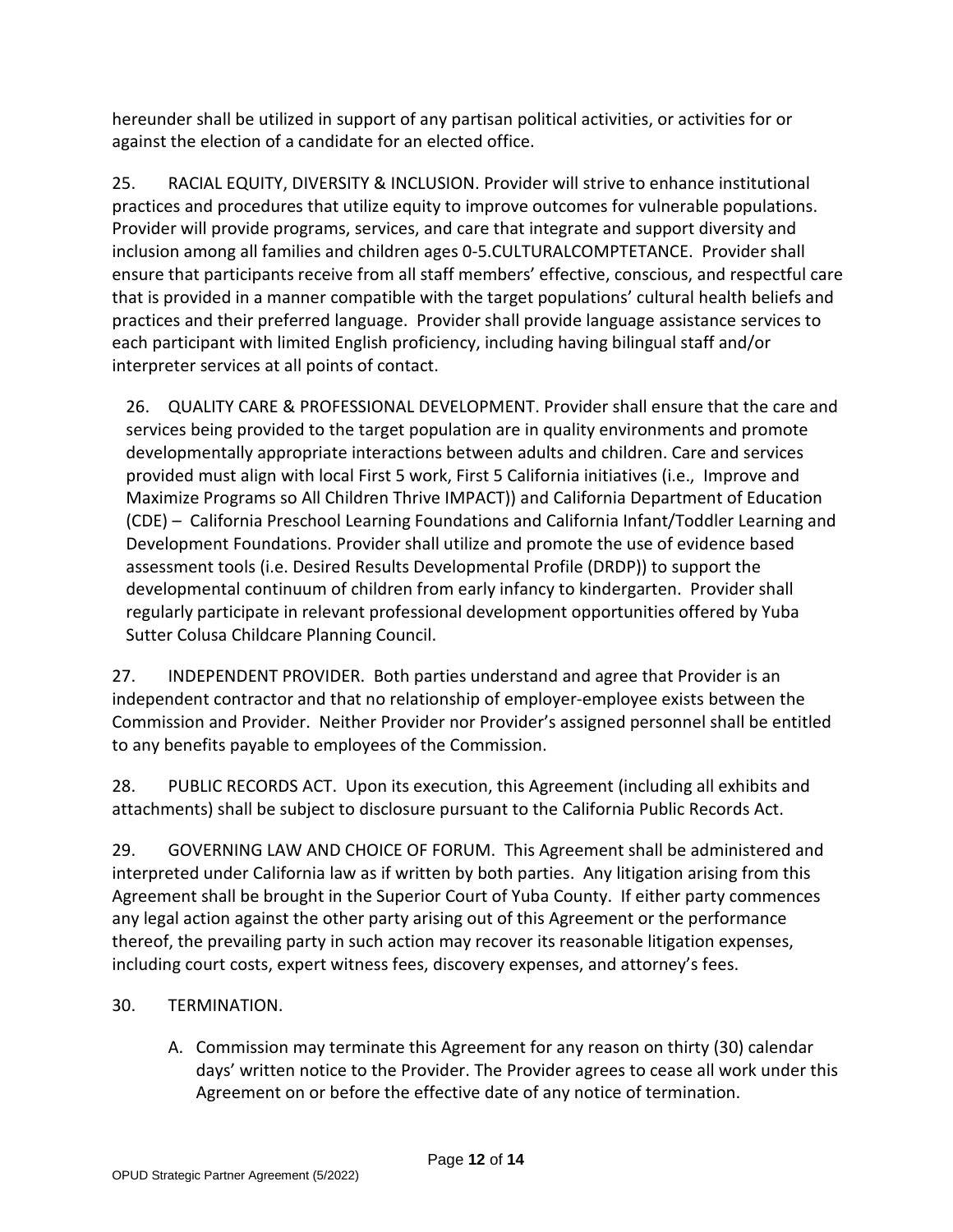hereunder shall be utilized in support of any partisan political activities, or activities for or against the election of a candidate for an elected office.

25. RACIAL EQUITY, DIVERSITY & INCLUSION. Provider will strive to enhance institutional practices and procedures that utilize equity to improve outcomes for vulnerable populations. Provider will provide programs, services, and care that integrate and support diversity and inclusion among all families and children ages 0-5.CULTURALCOMPTETANCE. Provider shall ensure that participants receive from all staff members' effective, conscious, and respectful care that is provided in a manner compatible with the target populations' cultural health beliefs and practices and their preferred language. Provider shall provide language assistance services to each participant with limited English proficiency, including having bilingual staff and/or interpreter services at all points of contact.

26. QUALITY CARE & PROFESSIONAL DEVELOPMENT. Provider shall ensure that the care and services being provided to the target population are in quality environments and promote developmentally appropriate interactions between adults and children. Care and services provided must align with local First 5 work, First 5 California initiatives (i.e., Improve and Maximize Programs so All Children Thrive IMPACT)) and California Department of Education (CDE) – California Preschool Learning Foundations and California Infant/Toddler Learning and Development Foundations. Provider shall utilize and promote the use of evidence based assessment tools (i.e. Desired Results Developmental Profile (DRDP)) to support the developmental continuum of children from early infancy to kindergarten. Provider shall regularly participate in relevant professional development opportunities offered by Yuba Sutter Colusa Childcare Planning Council.

27. INDEPENDENT PROVIDER. Both parties understand and agree that Provider is an independent contractor and that no relationship of employer-employee exists between the Commission and Provider. Neither Provider nor Provider's assigned personnel shall be entitled to any benefits payable to employees of the Commission.

28. PUBLIC RECORDS ACT. Upon its execution, this Agreement (including all exhibits and attachments) shall be subject to disclosure pursuant to the California Public Records Act.

29. GOVERNING LAW AND CHOICE OF FORUM. This Agreement shall be administered and interpreted under California law as if written by both parties. Any litigation arising from this Agreement shall be brought in the Superior Court of Yuba County. If either party commences any legal action against the other party arising out of this Agreement or the performance thereof, the prevailing party in such action may recover its reasonable litigation expenses, including court costs, expert witness fees, discovery expenses, and attorney's fees.

30. TERMINATION.

A. Commission may terminate this Agreement for any reason on thirty (30) calendar days' written notice to the Provider. The Provider agrees to cease all work under this Agreement on or before the effective date of any notice of termination.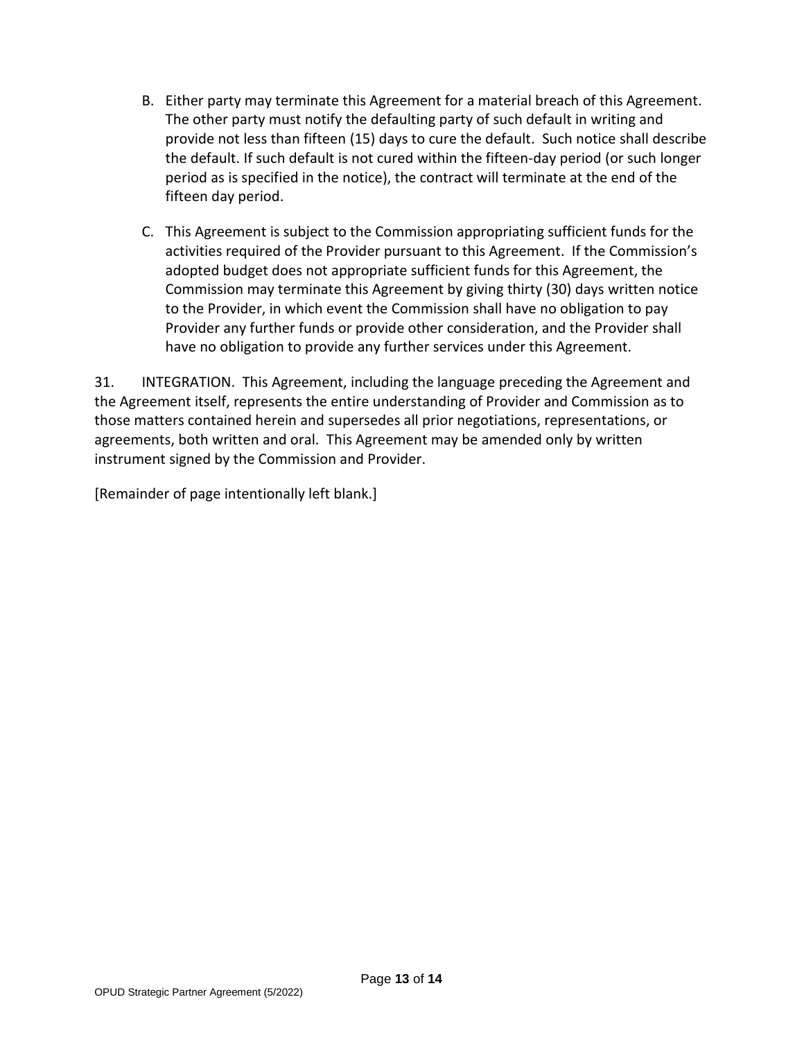B. Either party may terminate this Agreement for a material breach of this Agreement. The other party must notify the defaulting party of such default in writing and provide not less than fifteen (15) days to cure the default. Such notice shall describe the default. If such default is not cured within the fifteen-day period (or such longer period as is specified in the notice), the contract will terminate at the end of the fifteen day period.

C. This Agreement is subject to the Commission appropriating sufficient funds for the activities required of the Provider pursuant to this Agreement. If the Commission's adopted budget does not appropriate sufficient funds for this Agreement, the Commission may terminate this Agreement by giving thirty (30) days written notice to the Provider, in which event the Commission shall have no obligation to pay Provider any further funds or provide other consideration, and the Provider shall have no obligation to provide any further services under this Agreement.

31. INTEGRATION. This Agreement, including the language preceding the Agreement and the Agreement itself, represents the entire understanding of Provider and Commission as to those matters contained herein and supersedes all prior negotiations, representations, or agreements, both written and oral. This Agreement may be amended only by written instrument signed by the Commission and Provider.

[Remainder of page intentionally left blank.]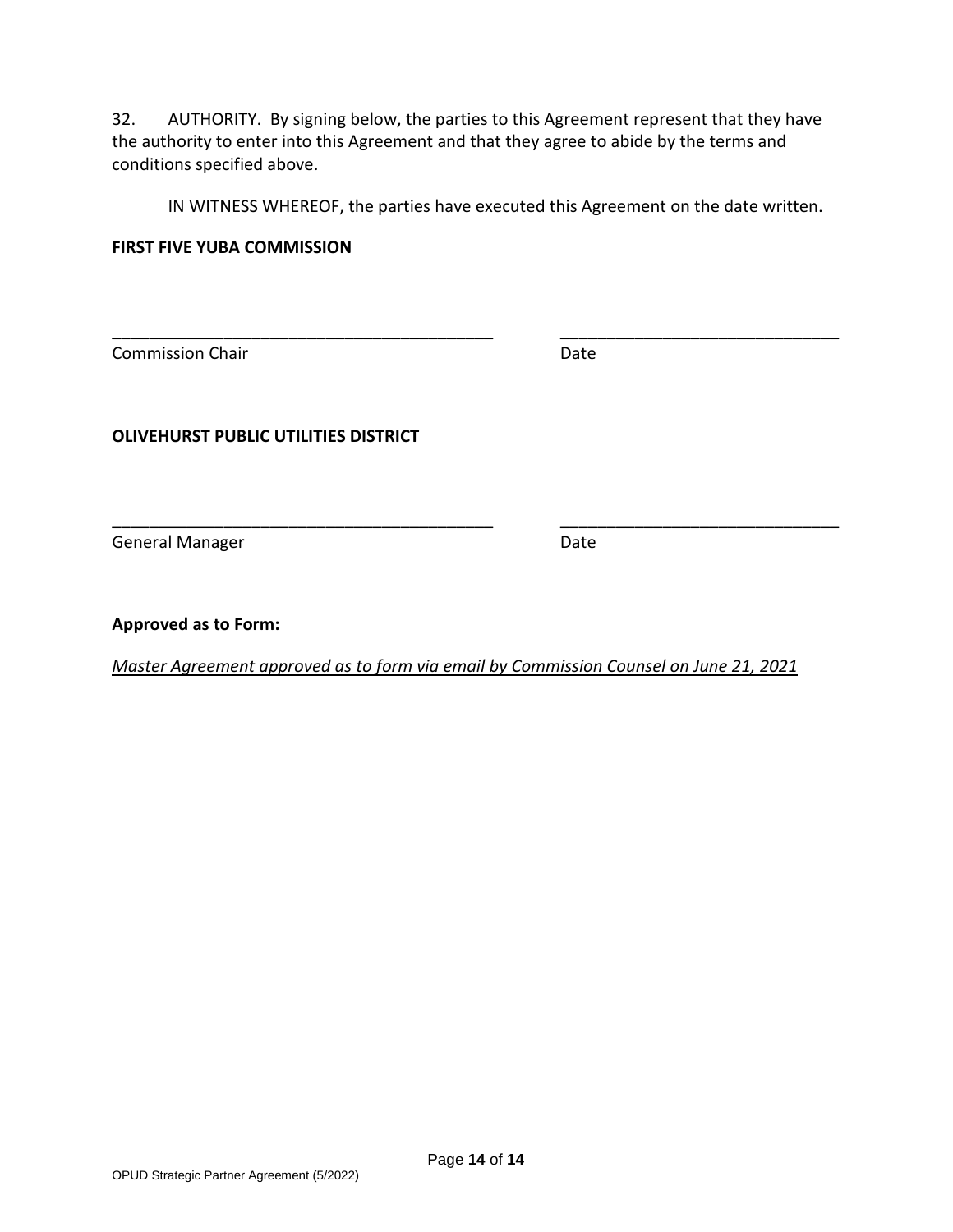32. AUTHORITY. By signing below, the parties to this Agreement represent that they have the authority to enter into this Agreement and that they agree to abide by the terms and conditions specified above.

IN WITNESS WHEREOF, the parties have executed this Agreement on the date written.

**FIRST FIVE YUBA COMMISSION**

\_\_\_\_\_\_\_\_\_\_\_\_\_\_\_\_\_\_\_\_\_\_\_\_\_\_\_\_\_\_\_\_\_\_\_\_\_\_\_\_ \_\_\_\_\_\_\_\_\_\_\_\_\_\_\_\_\_\_\_\_\_\_\_\_\_\_\_\_\_\_

Commission Chair Date

**OLIVEHURST PUBLIC UTILITIES DISTRICT**

\_\_\_\_\_\_\_\_\_\_\_\_\_\_\_\_\_\_\_\_\_\_\_\_\_\_\_\_\_\_\_\_\_\_\_\_\_\_\_\_ \_\_\_\_\_\_\_\_\_\_\_\_\_\_\_\_\_\_\_\_\_\_\_\_\_\_\_\_\_\_

General Manager Date

**Approved as to Form:**

*Master Agreement approved as to form via email by Commission Counsel on June 21, 2021*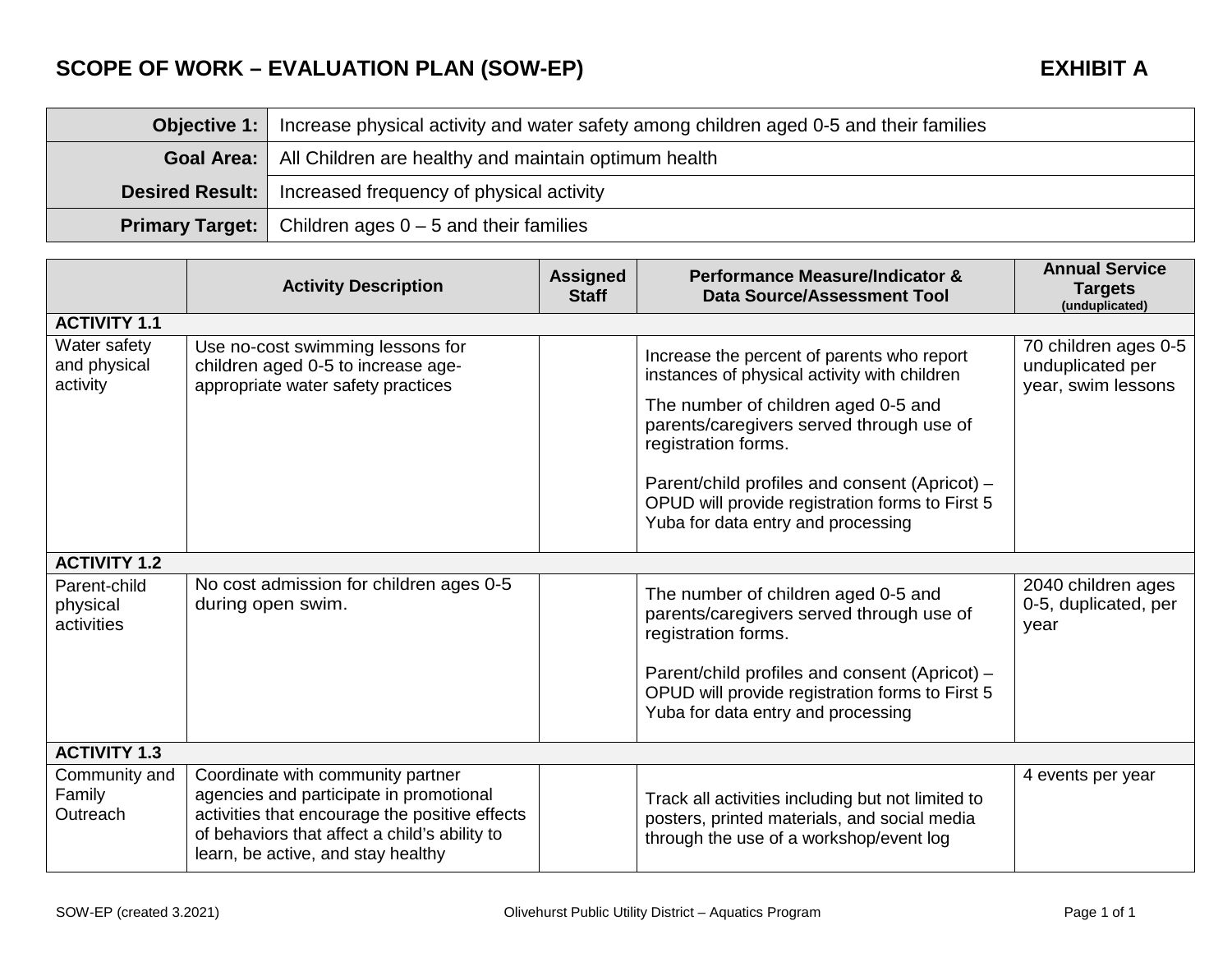## SCOPE OF WORK – EVALUATION PLAN (SOW-EP) — EXHIBIT A

| | |
|---|---|
| **Objective 1:** | Increase physical activity and water safety among children aged 0-5 and their families |
| **Goal Area:** | All Children are healthy and maintain optimum health |
| **Desired Result:** | Increased frequency of physical activity |
| **Primary Target:** | Children ages 0 – 5 and their families |

| | Activity Description | Assigned Staff | Performance Measure/Indicator & Data Source/Assessment Tool | Annual Service Targets (unduplicated) |
|---|---|---|---|---|
| **ACTIVITY 1.1** | | | | |
| Water safety and physical activity | Use no-cost swimming lessons for children aged 0-5 to increase age-appropriate water safety practices | | Increase the percent of parents who report instances of physical activity with children<br><br>The number of children aged 0-5 and parents/caregivers served through use of registration forms.<br><br>Parent/child profiles and consent (Apricot) – OPUD will provide registration forms to First 5 Yuba for data entry and processing | 70 children ages 0-5 unduplicated per year, swim lessons |
| **ACTIVITY 1.2** | | | | |
| Parent-child physical activities | No cost admission for children ages 0-5 during open swim. | | The number of children aged 0-5 and parents/caregivers served through use of registration forms.<br><br>Parent/child profiles and consent (Apricot) – OPUD will provide registration forms to First 5 Yuba for data entry and processing | 2040 children ages 0-5, duplicated, per year |
| **ACTIVITY 1.3** | | | | |
| Community and Family Outreach | Coordinate with community partner agencies and participate in promotional activities that encourage the positive effects of behaviors that affect a child's ability to learn, be active, and stay healthy | | Track all activities including but not limited to posters, printed materials, and social media through the use of a workshop/event log | 4 events per year |

SOW-EP (created 3.2021) — Olivehurst Public Utility District – Aquatics Program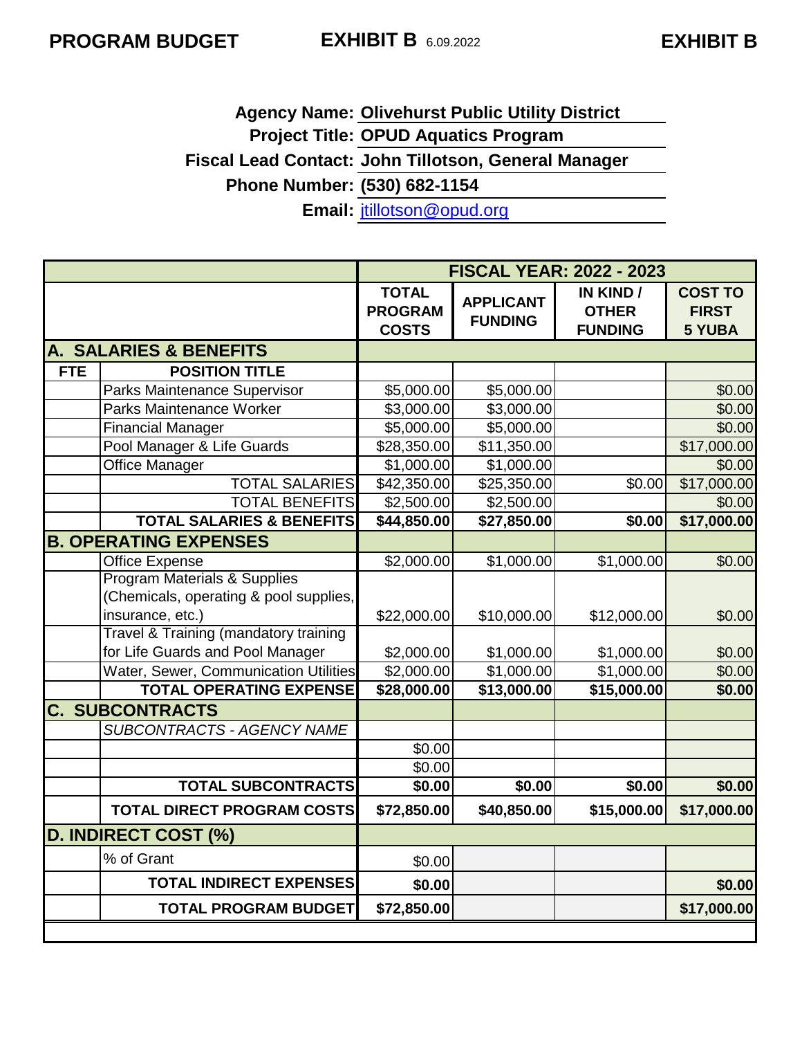**PROGRAM BUDGET** **EXHIBIT B** 6.09.2022 **EXHIBIT B**

**Agency Name:** Olivehurst Public Utility District
**Project Title:** OPUD Aquatics Program
**Fiscal Lead Contact:** John Tillotson, General Manager
**Phone Number:** (530) 682-1154
**Email:** jtillotson@opud.org

| | | FISCAL YEAR: 2022 - 2023 | | | |
|---|---|---|---|---|---|
| | | TOTAL PROGRAM COSTS | APPLICANT FUNDING | IN KIND / OTHER FUNDING | COST TO FIRST 5 YUBA |
| **A. SALARIES & BENEFITS** | | | | | |
| **FTE** | **POSITION TITLE** | | | | |
| | Parks Maintenance Supervisor | $5,000.00 | $5,000.00 | | $0.00 |
| | Parks Maintenance Worker | $3,000.00 | $3,000.00 | | $0.00 |
| | Financial Manager | $5,000.00 | $5,000.00 | | $0.00 |
| | Pool Manager & Life Guards | $28,350.00 | $11,350.00 | | $17,000.00 |
| | Office Manager | $1,000.00 | $1,000.00 | | $0.00 |
| | TOTAL SALARIES | $42,350.00 | $25,350.00 | $0.00 | $17,000.00 |
| | TOTAL BENEFITS | $2,500.00 | $2,500.00 | | $0.00 |
| | **TOTAL SALARIES & BENEFITS** | **$44,850.00** | **$27,850.00** | **$0.00** | **$17,000.00** |
| **B. OPERATING EXPENSES** | | | | | |
| | Office Expense | $2,000.00 | $1,000.00 | $1,000.00 | $0.00 |
| | Program Materials & Supplies (Chemicals, operating & pool supplies, insurance, etc.) | $22,000.00 | $10,000.00 | $12,000.00 | $0.00 |
| | Travel & Training (mandatory training for Life Guards and Pool Manager | $2,000.00 | $1,000.00 | $1,000.00 | $0.00 |
| | Water, Sewer, Communication Utilities | $2,000.00 | $1,000.00 | $1,000.00 | $0.00 |
| | **TOTAL OPERATING EXPENSE** | **$28,000.00** | **$13,000.00** | **$15,000.00** | **$0.00** |
| **C. SUBCONTRACTS** | | | | | |
| | *SUBCONTRACTS - AGENCY NAME* | | | | |
| | | $0.00 | | | |
| | | $0.00 | | | |
| | **TOTAL SUBCONTRACTS** | **$0.00** | **$0.00** | **$0.00** | **$0.00** |
| | **TOTAL DIRECT PROGRAM COSTS** | **$72,850.00** | **$40,850.00** | **$15,000.00** | **$17,000.00** |
| **D. INDIRECT COST (%)** | | | | | |
| | % of Grant | $0.00 | | | |
| | **TOTAL INDIRECT EXPENSES** | **$0.00** | | | **$0.00** |
| | **TOTAL PROGRAM BUDGET** | **$72,850.00** | | | **$17,000.00** |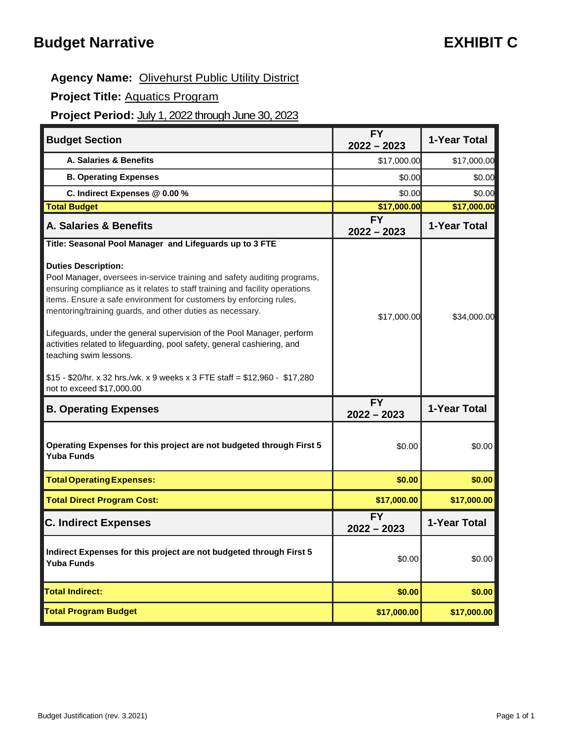# Budget Narrative

# EXHIBIT C

**Agency Name:** Olivehurst Public Utility District

**Project Title:** Aquatics Program

**Project Period:** July 1, 2022 through June 30, 2023

| Budget Section | FY 2022 – 2023 | 1-Year Total |
|---|---|---|
| **A. Salaries & Benefits** | $17,000.00 | $17,000.00 |
| **B. Operating Expenses** | $0.00 | $0.00 |
| **C. Indirect Expenses @ 0.00 %** | $0.00 | $0.00 |
| **Total Budget** | **$17,000.00** | **$17,000.00** |
| **A. Salaries & Benefits** | **FY 2022 – 2023** | **1-Year Total** |
| **Title: Seasonal Pool Manager and Lifeguards up to 3 FTE**<br><br>**Duties Description:**<br>Pool Manager, oversees in-service training and safety auditing programs, ensuring compliance as it relates to staff training and facility operations items. Ensure a safe environment for customers by enforcing rules, mentoring/training guards, and other duties as necessary.<br><br>Lifeguards, under the general supervision of the Pool Manager, perform activities related to lifeguarding, pool safety, general cashiering, and teaching swim lessons.<br><br>$15 - $20/hr. x 32 hrs./wk. x 9 weeks x 3 FTE staff = $12,960 - $17,280 not to exceed $17,000.00 | $17,000.00 | $34,000.00 |
| **B. Operating Expenses** | **FY 2022 – 2023** | **1-Year Total** |
| **Operating Expenses for this project are not budgeted through First 5 Yuba Funds** | $0.00 | $0.00 |
| **Total Operating Expenses:** | **$0.00** | **$0.00** |
| **Total Direct Program Cost:** | **$17,000.00** | **$17,000.00** |
| **C. Indirect Expenses** | **FY 2022 – 2023** | **1-Year Total** |
| **Indirect Expenses for this project are not budgeted through First 5 Yuba Funds** | $0.00 | $0.00 |
| **Total Indirect:** | **$0.00** | **$0.00** |
| **Total Program Budget** | **$17,000.00** | **$17,000.00** |

Budget Justification (rev. 3.2021)